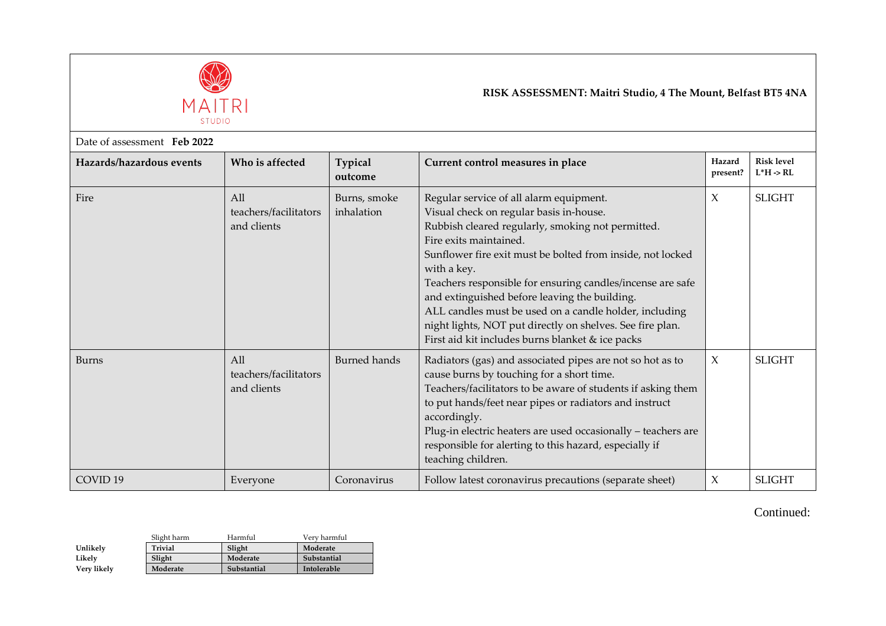MAITRI STUDIO

**RISK ASSESSMENT: Maitri Studio, 4 The Mount, Belfast BT5 4NA**

Date of assessment **Feb 2022**

| Hazards/hazardous events | Who is affected | Typical outcome | Current control measures in place | Hazard present? | Risk level L*H -> RL |
|---|---|---|---|---|---|
| Fire | All teachers/facilitators and clients | Burns, smoke inhalation | Regular service of all alarm equipment.<br>Visual check on regular basis in-house.<br>Rubbish cleared regularly, smoking not permitted.<br>Fire exits maintained.<br>Sunflower fire exit must be bolted from inside, not locked with a key.<br>Teachers responsible for ensuring candles/incense are safe and extinguished before leaving the building.<br>ALL candles must be used on a candle holder, including night lights, NOT put directly on shelves. See fire plan.<br>First aid kit includes burns blanket & ice packs | X | SLIGHT |
| Burns | All teachers/facilitators and clients | Burned hands | Radiators (gas) and associated pipes are not so hot as to cause burns by touching for a short time.<br>Teachers/facilitators to be aware of students if asking them to put hands/feet near pipes or radiators and instruct accordingly.<br>Plug-in electric heaters are used occasionally – teachers are responsible for alerting to this hazard, especially if teaching children. | X | SLIGHT |
| COVID 19 | Everyone | Coronavirus | Follow latest coronavirus precautions (separate sheet) | X | SLIGHT |

Continued:

| | Slight harm | Harmful | Very harmful |
|---|---|---|---|
| **Unlikely** | **Trivial** | **Slight** | **Moderate** |
| **Likely** | **Slight** | **Moderate** | **Substantial** |
| **Very likely** | **Moderate** | **Substantial** | **Intolerable** |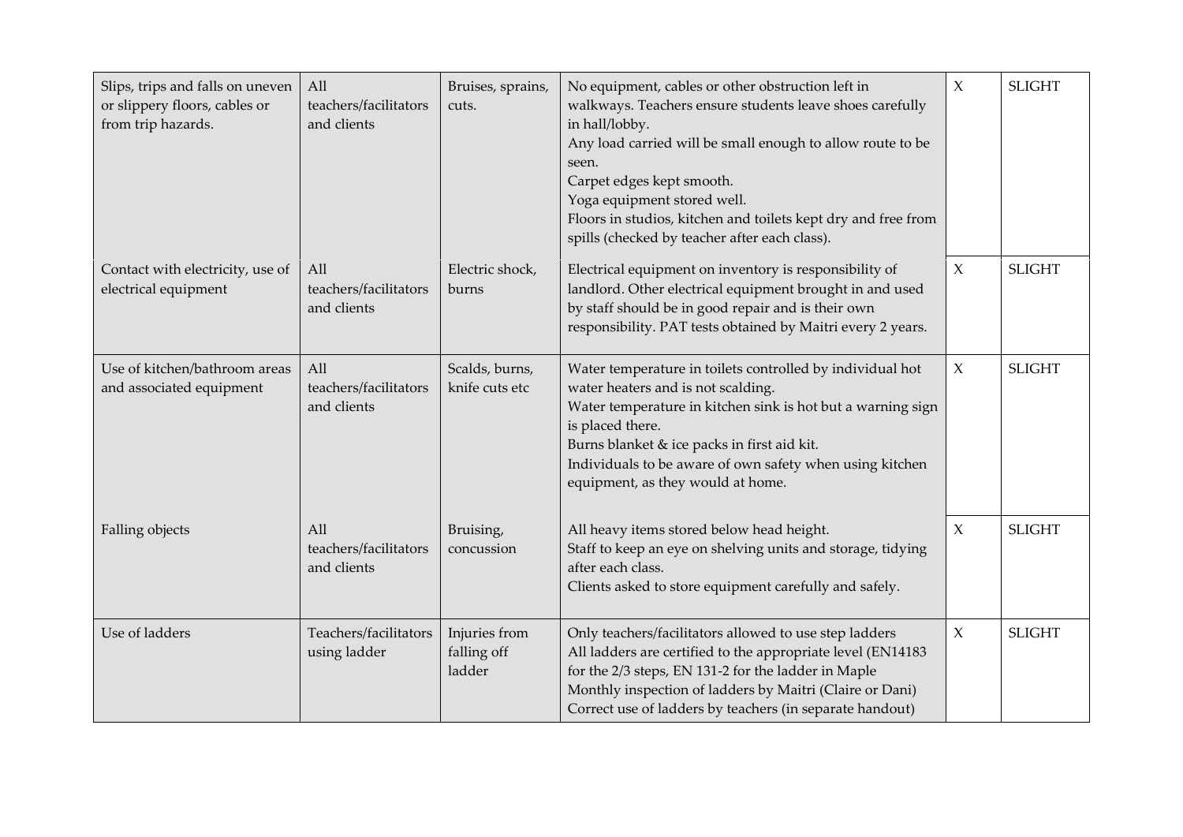| | | | | | |
|---|---|---|---|---|---|
| Slips, trips and falls on uneven or slippery floors, cables or from trip hazards. | All teachers/facilitators and clients | Bruises, sprains, cuts. | No equipment, cables or other obstruction left in walkways. Teachers ensure students leave shoes carefully in hall/lobby.<br>Any load carried will be small enough to allow route to be seen.<br>Carpet edges kept smooth.<br>Yoga equipment stored well.<br>Floors in studios, kitchen and toilets kept dry and free from spills (checked by teacher after each class). | X | SLIGHT |
| Contact with electricity, use of electrical equipment | All teachers/facilitators and clients | Electric shock, burns | Electrical equipment on inventory is responsibility of landlord. Other electrical equipment brought in and used by staff should be in good repair and is their own responsibility. PAT tests obtained by Maitri every 2 years. | X | SLIGHT |
| Use of kitchen/bathroom areas and associated equipment | All teachers/facilitators and clients | Scalds, burns, knife cuts etc | Water temperature in toilets controlled by individual hot water heaters and is not scalding.<br>Water temperature in kitchen sink is hot but a warning sign is placed there.<br>Burns blanket & ice packs in first aid kit.<br>Individuals to be aware of own safety when using kitchen equipment, as they would at home. | X | SLIGHT |
| Falling objects | All teachers/facilitators and clients | Bruising, concussion | All heavy items stored below head height.<br>Staff to keep an eye on shelving units and storage, tidying after each class.<br>Clients asked to store equipment carefully and safely. | X | SLIGHT |
| Use of ladders | Teachers/facilitators using ladder | Injuries from falling off ladder | Only teachers/facilitators allowed to use step ladders<br>All ladders are certified to the appropriate level (EN14183 for the 2/3 steps, EN 131-2 for the ladder in Maple<br>Monthly inspection of ladders by Maitri (Claire or Dani)<br>Correct use of ladders by teachers (in separate handout) | X | SLIGHT |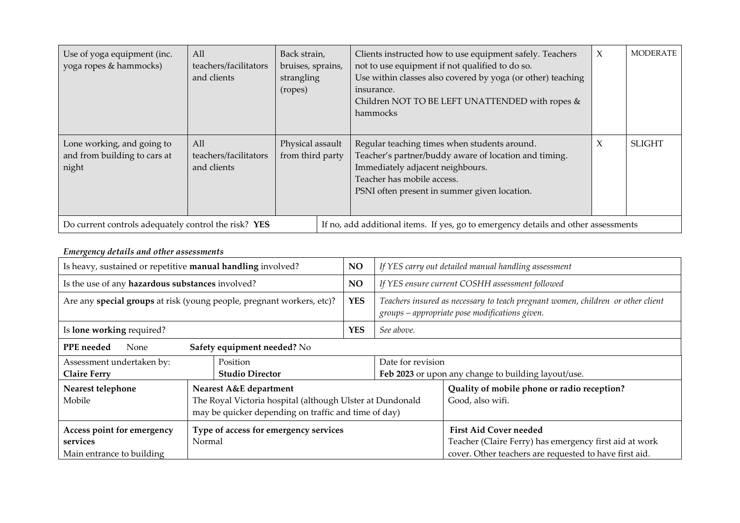| | | | | | |
|---|---|---|---|---|---|
| Use of yoga equipment (inc. yoga ropes & hammocks) | All teachers/facilitators and clients | Back strain, bruises, sprains, strangling (ropes) | Clients instructed how to use equipment safely. Teachers not to use equipment if not qualified to do so.<br>Use within classes also covered by yoga (or other) teaching insurance.<br>Children NOT TO BE LEFT UNATTENDED with ropes & hammocks | X | MODERATE |
| Lone working, and going to and from building to cars at night | All teachers/facilitators and clients | Physical assault from third party | Regular teaching times when students around.<br>Teacher's partner/buddy aware of location and timing.<br>Immediately adjacent neighbours.<br>Teacher has mobile access.<br>PSNI often present in summer given location. | X | SLIGHT |
| Do current controls adequately control the risk? **YES** | | | If no, add additional items. If yes, go to emergency details and other assessments | | |

*Emergency details and other assessments*

| | | |
|---|---|---|
| Is heavy, sustained or repetitive **manual handling** involved? | **NO** | *If YES carry out detailed manual handling assessment* |
| Is the use of any **hazardous substances** involved? | **NO** | *If YES ensure current COSHH assessment followed* |
| Are any **special groups** at risk (young people, pregnant workers, etc)? | **YES** | *Teachers insured as necessary to teach pregnant women, children or other client groups – appropriate pose modifications given.* |
| Is **lone working** required? | **YES** | *See above.* |
| **PPE needed** None **Safety equipment needed?** No | | |

| | | |
|---|---|---|
| Assessment undertaken by:<br>**Claire Ferry** | Position<br>**Studio Director** | Date for revision<br>**Feb 2023** or upon any change to building layout/use. |
| **Nearest telephone**<br>Mobile | **Nearest A&E department**<br>The Royal Victoria hospital (although Ulster at Dundonald may be quicker depending on traffic and time of day) | **Quality of mobile phone or radio reception?**<br>Good, also wifi. |
| **Access point for emergency services**<br>Main entrance to building | **Type of access for emergency services**<br>Normal | **First Aid Cover needed**<br>Teacher (Claire Ferry) has emergency first aid at work cover. Other teachers are requested to have first aid. |